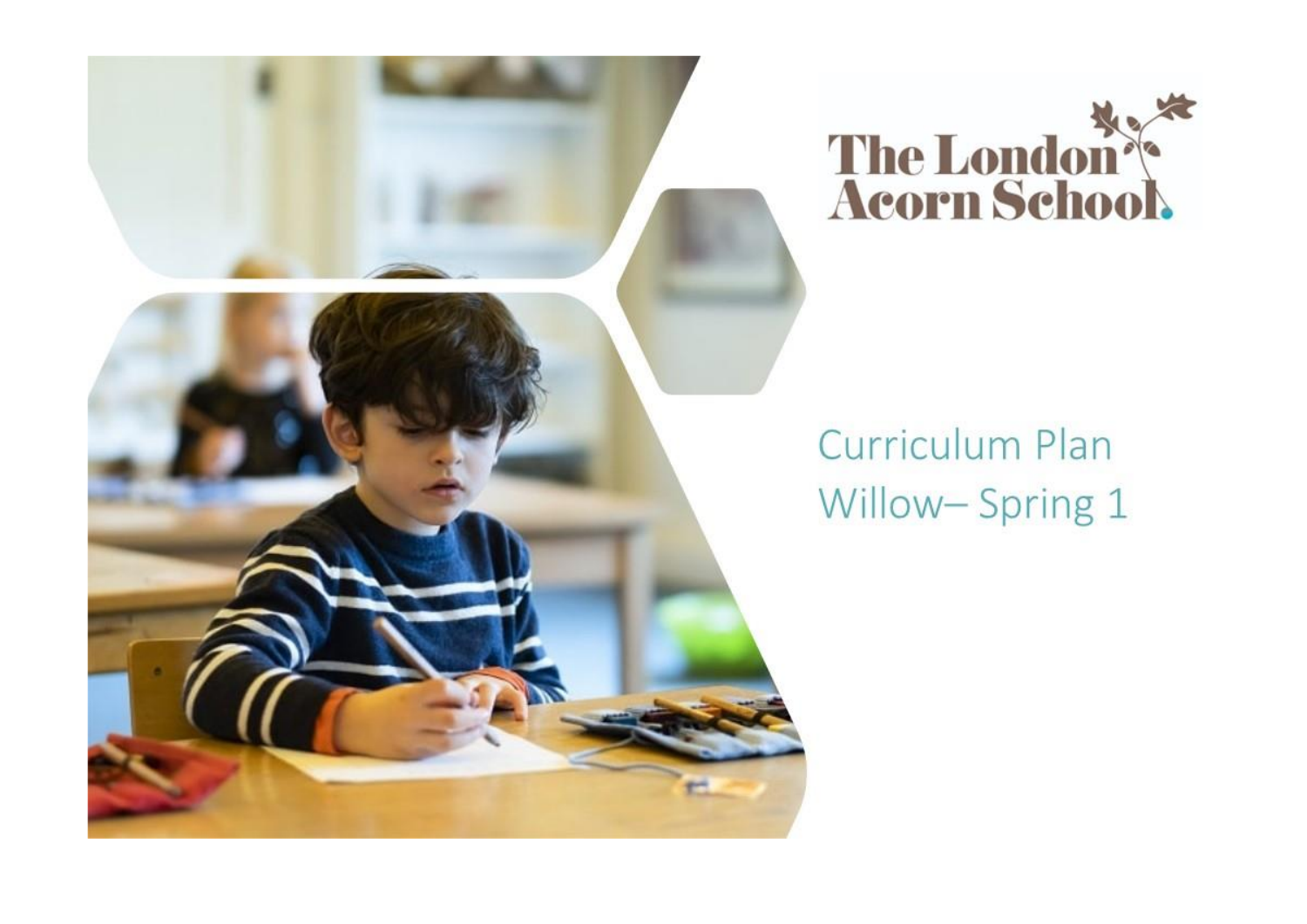The London Acorn School.

# Curriculum Plan
# Willow– Spring 1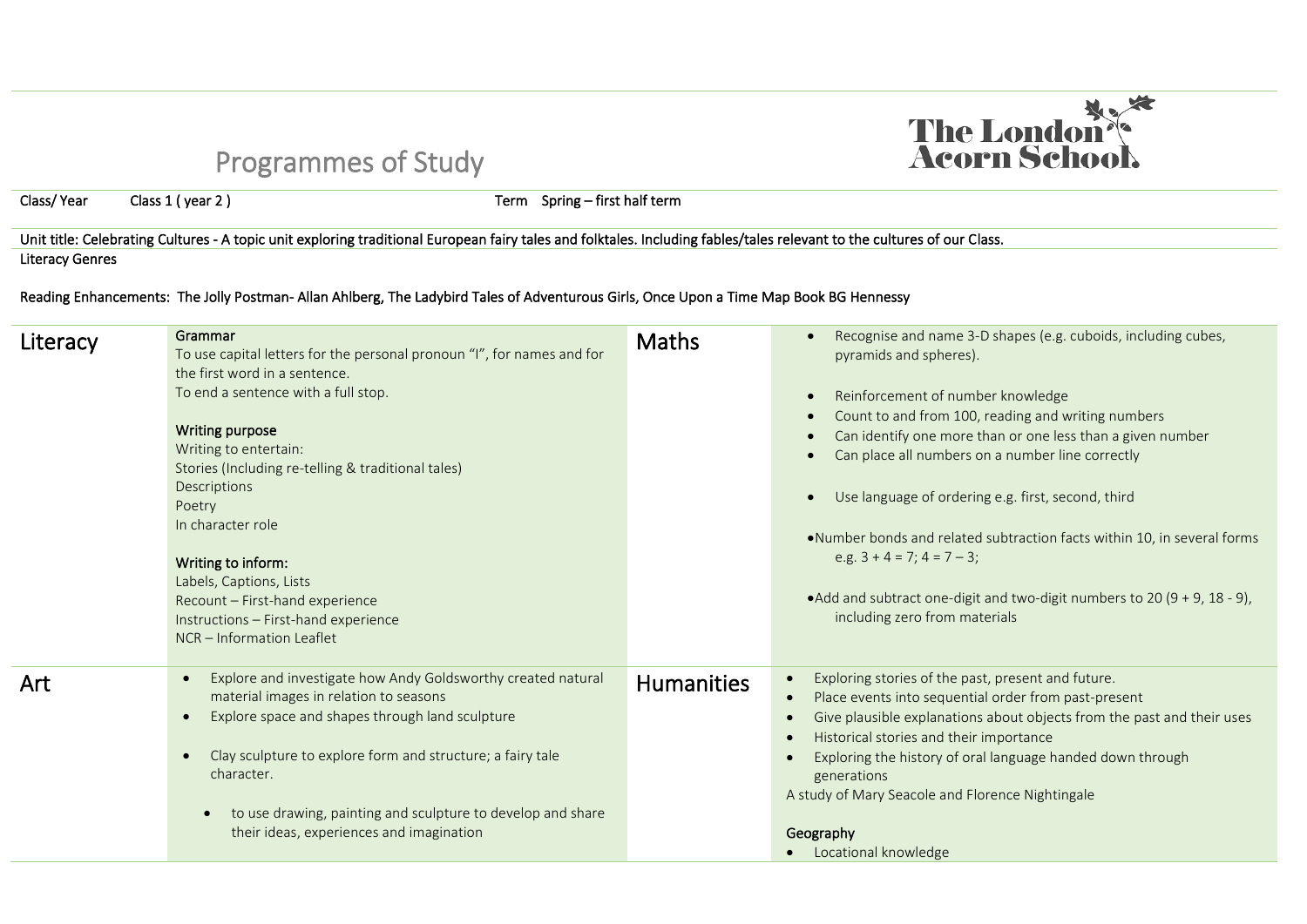# Programmes of Study

The London Acorn School

Class/ Year Class 1 ( year 2 ) Term Spring – first half term

Unit title: Celebrating Cultures - A topic unit exploring traditional European fairy tales and folktales. Including fables/tales relevant to the cultures of our Class.

Literacy Genres

Reading Enhancements: The Jolly Postman- Allan Ahlberg, The Ladybird Tales of Adventurous Girls, Once Upon a Time Map Book BG Hennessy

| | | | |
|---|---|---|---|
| **Literacy** | **Grammar**<br>To use capital letters for the personal pronoun "I", for names and for the first word in a sentence.<br>To end a sentence with a full stop.<br><br>**Writing purpose**<br>Writing to entertain:<br>Stories (Including re-telling & traditional tales)<br>Descriptions<br>Poetry<br>In character role<br><br>**Writing to inform:**<br>Labels, Captions, Lists<br>Recount – First-hand experience<br>Instructions – First-hand experience<br>NCR – Information Leaflet | **Maths** | • Recognise and name 3-D shapes (e.g. cuboids, including cubes, pyramids and spheres).<br><br>• Reinforcement of number knowledge<br>• Count to and from 100, reading and writing numbers<br>• Can identify one more than or one less than a given number<br>• Can place all numbers on a number line correctly<br><br>• Use language of ordering e.g. first, second, third<br><br>• Number bonds and related subtraction facts within 10, in several forms e.g. 3 + 4 = 7; 4 = 7 – 3;<br><br>• Add and subtract one-digit and two-digit numbers to 20 (9 + 9, 18 - 9), including zero from materials |
| **Art** | • Explore and investigate how Andy Goldsworthy created natural material images in relation to seasons<br>• Explore space and shapes through land sculpture<br><br>• Clay sculpture to explore form and structure; a fairy tale character.<br><br>• to use drawing, painting and sculpture to develop and share their ideas, experiences and imagination | **Humanities** | • Exploring stories of the past, present and future.<br>• Place events into sequential order from past-present<br>• Give plausible explanations about objects from the past and their uses<br>• Historical stories and their importance<br>• Exploring the history of oral language handed down through generations<br>A study of Mary Seacole and Florence Nightingale<br><br>**Geography**<br>• Locational knowledge |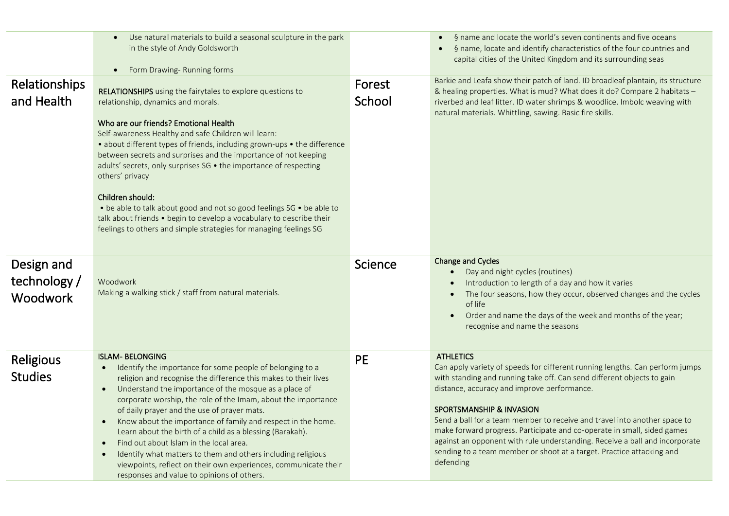| | | | |
|---|---|---|---|
| | • Use natural materials to build a seasonal sculpture in the park in the style of Andy Goldsworth<br><br>• Form Drawing- Running forms | | • § name and locate the world's seven continents and five oceans<br>• § name, locate and identify characteristics of the four countries and capital cities of the United Kingdom and its surrounding seas |
| Relationships and Health | **RELATIONSHIPS** using the fairytales to explore questions to relationship, dynamics and morals.<br><br>**Who are our friends? Emotional Health**<br>Self-awareness Healthy and safe Children will learn:<br>• about different types of friends, including grown-ups • the difference between secrets and surprises and the importance of not keeping adults' secrets, only surprises SG • the importance of respecting others' privacy<br><br>**Children should:**<br>• be able to talk about good and not so good feelings SG • be able to talk about friends • begin to develop a vocabulary to describe their feelings to others and simple strategies for managing feelings SG | Forest School | Barkie and Leafa show their patch of land. ID broadleaf plantain, its structure & healing properties. What is mud? What does it do? Compare 2 habitats – riverbed and leaf litter. ID water shrimps & woodlice. Imbolc weaving with natural materials. Whittling, sawing. Basic fire skills. |
| Design and technology / Woodwork | Woodwork<br>Making a walking stick / staff from natural materials. | Science | **Change and Cycles**<br>• Day and night cycles (routines)<br>• Introduction to length of a day and how it varies<br>• The four seasons, how they occur, observed changes and the cycles of life<br>• Order and name the days of the week and months of the year; recognise and name the seasons |
| Religious Studies | **ISLAM- BELONGING**<br>• Identify the importance for some people of belonging to a religion and recognise the difference this makes to their lives<br>• Understand the importance of the mosque as a place of corporate worship, the role of the Imam, about the importance of daily prayer and the use of prayer mats.<br>• Know about the importance of family and respect in the home. Learn about the birth of a child as a blessing (Barakah).<br>• Find out about Islam in the local area.<br>• Identify what matters to them and others including religious viewpoints, reflect on their own experiences, communicate their responses and value to opinions of others. | PE | **ATHLETICS**<br>Can apply variety of speeds for different running lengths. Can perform jumps with standing and running take off. Can send different objects to gain distance, accuracy and improve performance.<br><br>**SPORTSMANSHIP & INVASION**<br>Send a ball for a team member to receive and travel into another space to make forward progress. Participate and co-operate in small, sided games against an opponent with rule understanding. Receive a ball and incorporate sending to a team member or shoot at a target. Practice attacking and defending |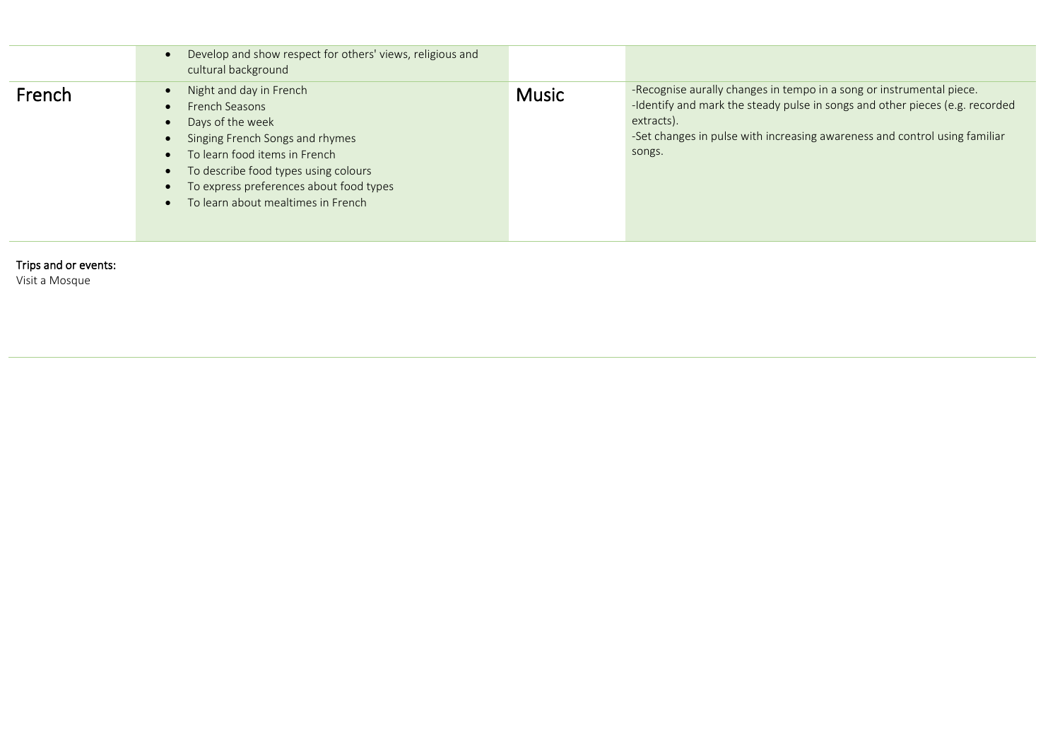| | | | |
|---|---|---|---|
| | <ul><li>Develop and show respect for others' views, religious and cultural background</li></ul> | | |
| French | <ul><li>Night and day in French</li><li>French Seasons</li><li>Days of the week</li><li>Singing French Songs and rhymes</li><li>To learn food items in French</li><li>To describe food types using colours</li><li>To express preferences about food types</li><li>To learn about mealtimes in French</li></ul> | Music | -Recognise aurally changes in tempo in a song or instrumental piece.<br>-Identify and mark the steady pulse in songs and other pieces (e.g. recorded extracts).<br>-Set changes in pulse with increasing awareness and control using familiar songs. |

**Trips and or events:**
Visit a Mosque